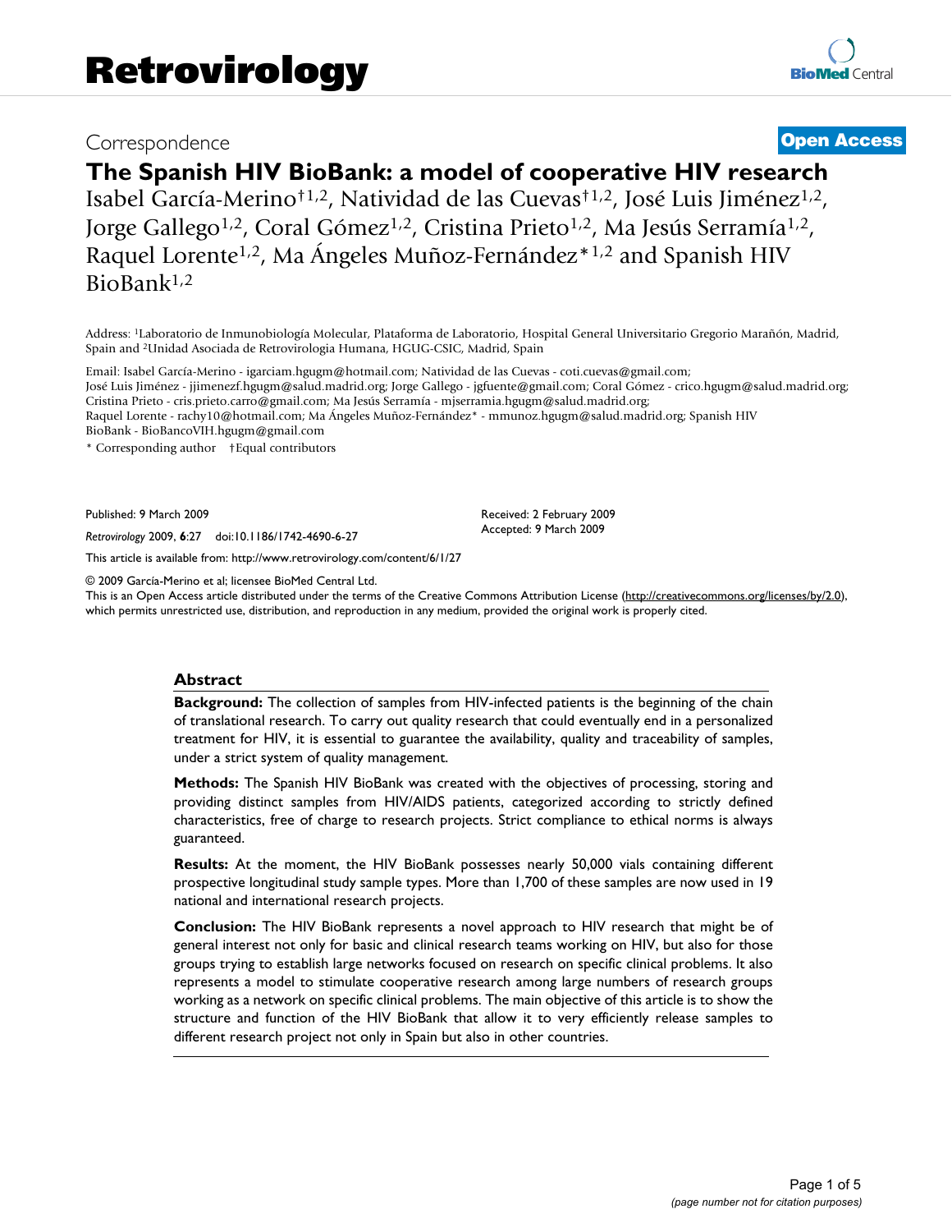Correspondence

**Open Access**

# The Spanish HIV BioBank: a model of cooperative HIV research

Isabel García-Merino†[1,2], Natividad de las Cuevas†[1,2], José Luis Jiménez[1,2], Jorge Gallego[1,2], Coral Gómez[1,2], Cristina Prieto[1,2], Ma Jesús Serramía[1,2], Raquel Lorente[1,2], Ma Ángeles Muñoz-Fernández*[1,2] and Spanish HIV BioBank[1,2]

Address: [1]Laboratorio de Inmunobiología Molecular, Plataforma de Laboratorio, Hospital General Universitario Gregorio Marañón, Madrid, Spain and [2]Unidad Asociada de Retrovirologia Humana, HGUG-CSIC, Madrid, Spain

Email: Isabel García-Merino - igarciam.hgugm@hotmail.com; Natividad de las Cuevas - coti.cuevas@gmail.com; José Luis Jiménez - jjimenezf.hgugm@salud.madrid.org; Jorge Gallego - jgfuente@gmail.com; Coral Gómez - crico.hgugm@salud.madrid.org; Cristina Prieto - cris.prieto.carro@gmail.com; Ma Jesús Serramía - mjserramia.hgugm@salud.madrid.org; Raquel Lorente - rachy10@hotmail.com; Ma Ángeles Muñoz-Fernández* - mmunoz.hgugm@salud.madrid.org; Spanish HIV BioBank - BioBancoVIH.hgugm@gmail.com

\* Corresponding author †Equal contributors

Published: 9 March 2009

*Retrovirology* 2009, **6**:27 doi:10.1186/1742-4690-6-27

Received: 2 February 2009
Accepted: 9 March 2009

This article is available from: http://www.retrovirology.com/content/6/1/27

© 2009 García-Merino et al; licensee BioMed Central Ltd.
This is an Open Access article distributed under the terms of the Creative Commons Attribution License (http://creativecommons.org/licenses/by/2.0), which permits unrestricted use, distribution, and reproduction in any medium, provided the original work is properly cited.

## Abstract

**Background:** The collection of samples from HIV-infected patients is the beginning of the chain of translational research. To carry out quality research that could eventually end in a personalized treatment for HIV, it is essential to guarantee the availability, quality and traceability of samples, under a strict system of quality management.

**Methods:** The Spanish HIV BioBank was created with the objectives of processing, storing and providing distinct samples from HIV/AIDS patients, categorized according to strictly defined characteristics, free of charge to research projects. Strict compliance to ethical norms is always guaranteed.

**Results:** At the moment, the HIV BioBank possesses nearly 50,000 vials containing different prospective longitudinal study sample types. More than 1,700 of these samples are now used in 19 national and international research projects.

**Conclusion:** The HIV BioBank represents a novel approach to HIV research that might be of general interest not only for basic and clinical research teams working on HIV, but also for those groups trying to establish large networks focused on research on specific clinical problems. It also represents a model to stimulate cooperative research among large numbers of research groups working as a network on specific clinical problems. The main objective of this article is to show the structure and function of the HIV BioBank that allow it to very efficiently release samples to different research project not only in Spain but also in other countries.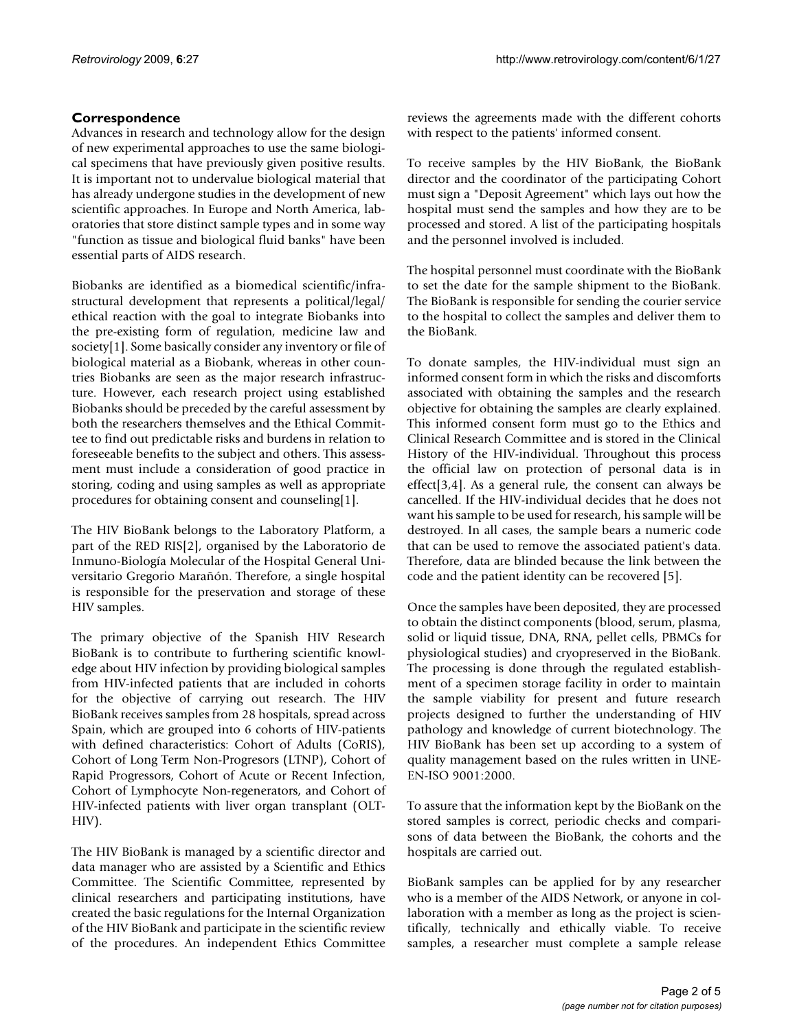## Correspondence

Advances in research and technology allow for the design of new experimental approaches to use the same biological specimens that have previously given positive results. It is important not to undervalue biological material that has already undergone studies in the development of new scientific approaches. In Europe and North America, laboratories that store distinct sample types and in some way "function as tissue and biological fluid banks" have been essential parts of AIDS research.

Biobanks are identified as a biomedical scientific/infrastructural development that represents a political/legal/ethical reaction with the goal to integrate Biobanks into the pre-existing form of regulation, medicine law and society[1]. Some basically consider any inventory or file of biological material as a Biobank, whereas in other countries Biobanks are seen as the major research infrastructure. However, each research project using established Biobanks should be preceded by the careful assessment by both the researchers themselves and the Ethical Committee to find out predictable risks and burdens in relation to foreseeable benefits to the subject and others. This assessment must include a consideration of good practice in storing, coding and using samples as well as appropriate procedures for obtaining consent and counseling[1].

The HIV BioBank belongs to the Laboratory Platform, a part of the RED RIS[2], organised by the Laboratorio de Inmuno-Biología Molecular of the Hospital General Universitario Gregorio Marañón. Therefore, a single hospital is responsible for the preservation and storage of these HIV samples.

The primary objective of the Spanish HIV Research BioBank is to contribute to furthering scientific knowledge about HIV infection by providing biological samples from HIV-infected patients that are included in cohorts for the objective of carrying out research. The HIV BioBank receives samples from 28 hospitals, spread across Spain, which are grouped into 6 cohorts of HIV-patients with defined characteristics: Cohort of Adults (CoRIS), Cohort of Long Term Non-Progresors (LTNP), Cohort of Rapid Progressors, Cohort of Acute or Recent Infection, Cohort of Lymphocyte Non-regenerators, and Cohort of HIV-infected patients with liver organ transplant (OLT-HIV).

The HIV BioBank is managed by a scientific director and data manager who are assisted by a Scientific and Ethics Committee. The Scientific Committee, represented by clinical researchers and participating institutions, have created the basic regulations for the Internal Organization of the HIV BioBank and participate in the scientific review of the procedures. An independent Ethics Committee reviews the agreements made with the different cohorts with respect to the patients' informed consent.

To receive samples by the HIV BioBank, the BioBank director and the coordinator of the participating Cohort must sign a "Deposit Agreement" which lays out how the hospital must send the samples and how they are to be processed and stored. A list of the participating hospitals and the personnel involved is included.

The hospital personnel must coordinate with the BioBank to set the date for the sample shipment to the BioBank. The BioBank is responsible for sending the courier service to the hospital to collect the samples and deliver them to the BioBank.

To donate samples, the HIV-individual must sign an informed consent form in which the risks and discomforts associated with obtaining the samples and the research objective for obtaining the samples are clearly explained. This informed consent form must go to the Ethics and Clinical Research Committee and is stored in the Clinical History of the HIV-individual. Throughout this process the official law on protection of personal data is in effect[3,4]. As a general rule, the consent can always be cancelled. If the HIV-individual decides that he does not want his sample to be used for research, his sample will be destroyed. In all cases, the sample bears a numeric code that can be used to remove the associated patient's data. Therefore, data are blinded because the link between the code and the patient identity can be recovered [5].

Once the samples have been deposited, they are processed to obtain the distinct components (blood, serum, plasma, solid or liquid tissue, DNA, RNA, pellet cells, PBMCs for physiological studies) and cryopreserved in the BioBank. The processing is done through the regulated establishment of a specimen storage facility in order to maintain the sample viability for present and future research projects designed to further the understanding of HIV pathology and knowledge of current biotechnology. The HIV BioBank has been set up according to a system of quality management based on the rules written in UNE-EN-ISO 9001:2000.

To assure that the information kept by the BioBank on the stored samples is correct, periodic checks and comparisons of data between the BioBank, the cohorts and the hospitals are carried out.

BioBank samples can be applied for by any researcher who is a member of the AIDS Network, or anyone in collaboration with a member as long as the project is scientifically, technically and ethically viable. To receive samples, a researcher must complete a sample release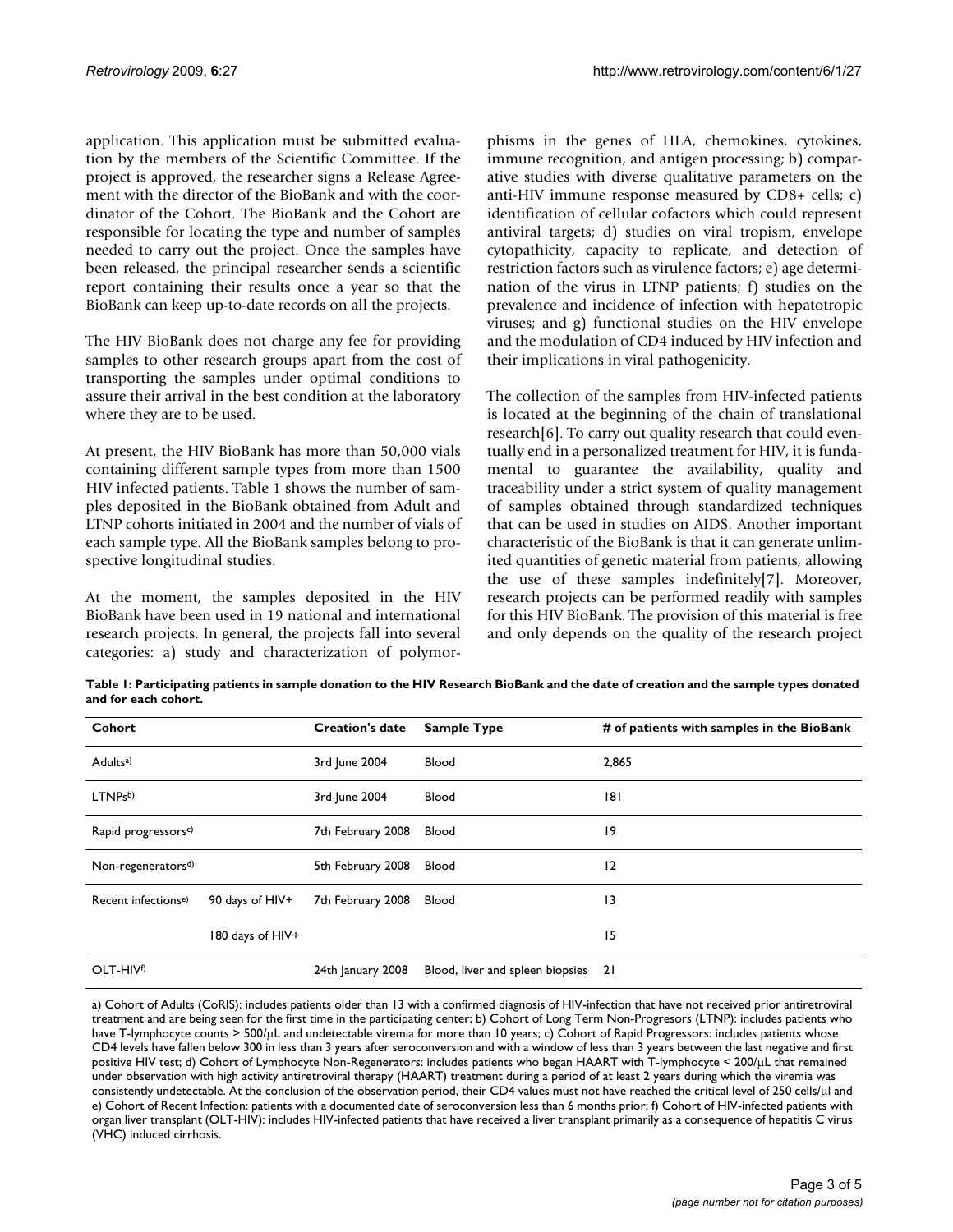application. This application must be submitted evaluation by the members of the Scientific Committee. If the project is approved, the researcher signs a Release Agreement with the director of the BioBank and with the coordinator of the Cohort. The BioBank and the Cohort are responsible for locating the type and number of samples needed to carry out the project. Once the samples have been released, the principal researcher sends a scientific report containing their results once a year so that the BioBank can keep up-to-date records on all the projects.

The HIV BioBank does not charge any fee for providing samples to other research groups apart from the cost of transporting the samples under optimal conditions to assure their arrival in the best condition at the laboratory where they are to be used.

At present, the HIV BioBank has more than 50,000 vials containing different sample types from more than 1500 HIV infected patients. Table 1 shows the number of samples deposited in the BioBank obtained from Adult and LTNP cohorts initiated in 2004 and the number of vials of each sample type. All the BioBank samples belong to prospective longitudinal studies.

At the moment, the samples deposited in the HIV BioBank have been used in 19 national and international research projects. In general, the projects fall into several categories: a) study and characterization of polymorphisms in the genes of HLA, chemokines, cytokines, immune recognition, and antigen processing; b) comparative studies with diverse qualitative parameters on the anti-HIV immune response measured by CD8+ cells; c) identification of cellular cofactors which could represent antiviral targets; d) studies on viral tropism, envelope cytopathicity, capacity to replicate, and detection of restriction factors such as virulence factors; e) age determination of the virus in LTNP patients; f) studies on the prevalence and incidence of infection with hepatotropic viruses; and g) functional studies on the HIV envelope and the modulation of CD4 induced by HIV infection and their implications in viral pathogenicity.

The collection of the samples from HIV-infected patients is located at the beginning of the chain of translational research[6]. To carry out quality research that could eventually end in a personalized treatment for HIV, it is fundamental to guarantee the availability, quality and traceability under a strict system of quality management of samples obtained through standardized techniques that can be used in studies on AIDS. Another important characteristic of the BioBank is that it can generate unlimited quantities of genetic material from patients, allowing the use of these samples indefinitely[7]. Moreover, research projects can be performed readily with samples for this HIV BioBank. The provision of this material is free and only depends on the quality of the research project

**Table 1: Participating patients in sample donation to the HIV Research BioBank and the date of creation and the sample types donated and for each cohort.**

| Cohort | | Creation's date | Sample Type | # of patients with samples in the BioBank |
|---|---|---|---|---|
| Adults[a)] | | 3rd June 2004 | Blood | 2,865 |
| LTNPs[b)] | | 3rd June 2004 | Blood | 181 |
| Rapid progressors[c)] | | 7th February 2008 | Blood | 19 |
| Non-regenerators[d)] | | 5th February 2008 | Blood | 12 |
| Recent infections[e)] | 90 days of HIV+ | 7th February 2008 | Blood | 13 |
| | 180 days of HIV+ | | | 15 |
| OLT-HIV[f)] | | 24th January 2008 | Blood, liver and spleen biopsies | 21 |

a) Cohort of Adults (CoRIS): includes patients older than 13 with a confirmed diagnosis of HIV-infection that have not received prior antiretroviral treatment and are being seen for the first time in the participating center; b) Cohort of Long Term Non-Progresors (LTNP): includes patients who have T-lymphocyte counts > 500/μL and undetectable viremia for more than 10 years; c) Cohort of Rapid Progressors: includes patients whose CD4 levels have fallen below 300 in less than 3 years after seroconversion and with a window of less than 3 years between the last negative and first positive HIV test; d) Cohort of Lymphocyte Non-Regenerators: includes patients who began HAART with T-lymphocyte < 200/μL that remained under observation with high activity antiretroviral therapy (HAART) treatment during a period of at least 2 years during which the viremia was consistently undetectable. At the conclusion of the observation period, their CD4 values must not have reached the critical level of 250 cells/μl and e) Cohort of Recent Infection: patients with a documented date of seroconversion less than 6 months prior; f) Cohort of HIV-infected patients with organ liver transplant (OLT-HIV): includes HIV-infected patients that have received a liver transplant primarily as a consequence of hepatitis C virus (VHC) induced cirrhosis.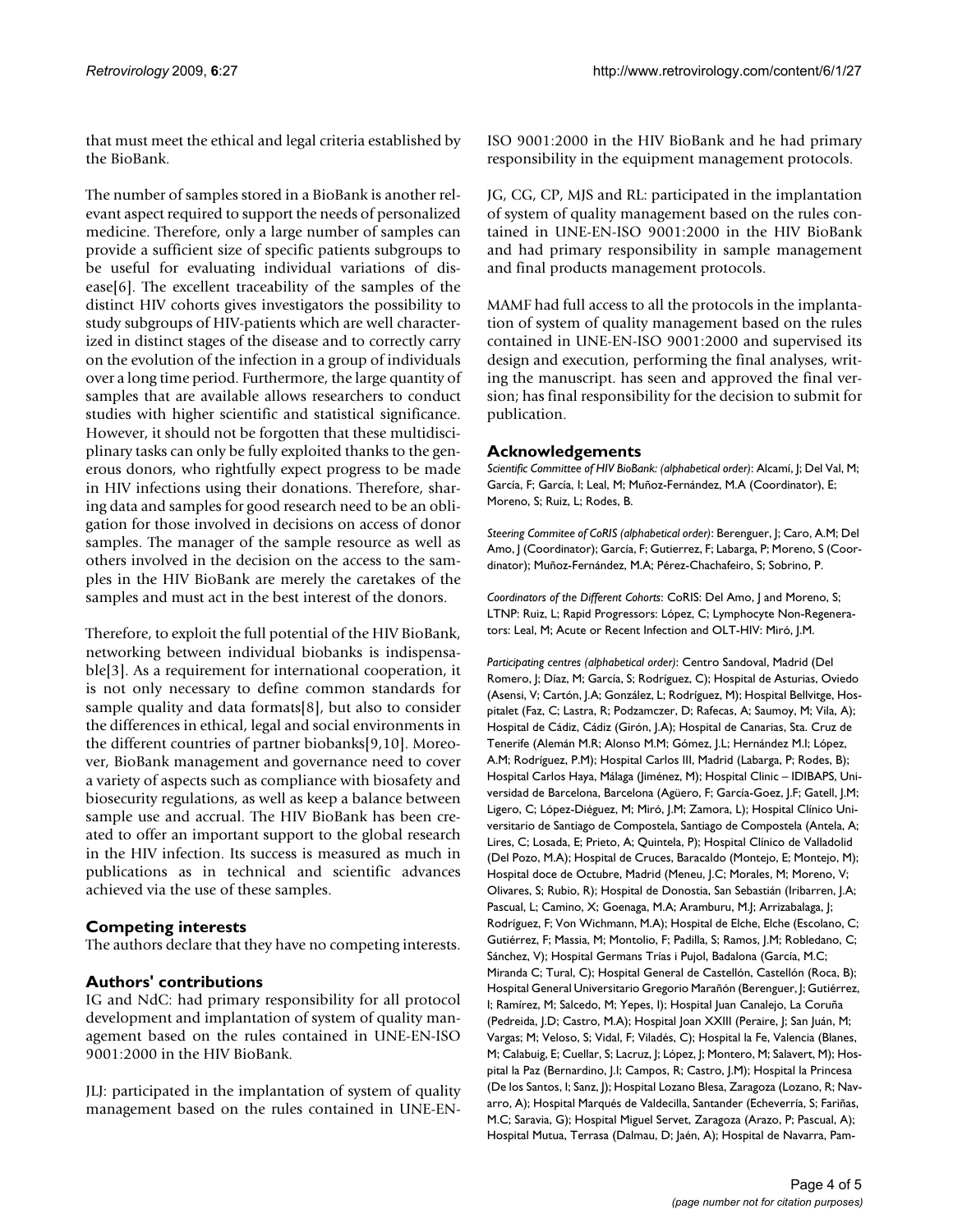that must meet the ethical and legal criteria established by the BioBank.

The number of samples stored in a BioBank is another relevant aspect required to support the needs of personalized medicine. Therefore, only a large number of samples can provide a sufficient size of specific patients subgroups to be useful for evaluating individual variations of disease[6]. The excellent traceability of the samples of the distinct HIV cohorts gives investigators the possibility to study subgroups of HIV-patients which are well characterized in distinct stages of the disease and to correctly carry on the evolution of the infection in a group of individuals over a long time period. Furthermore, the large quantity of samples that are available allows researchers to conduct studies with higher scientific and statistical significance. However, it should not be forgotten that these multidisciplinary tasks can only be fully exploited thanks to the generous donors, who rightfully expect progress to be made in HIV infections using their donations. Therefore, sharing data and samples for good research need to be an obligation for those involved in decisions on access of donor samples. The manager of the sample resource as well as others involved in the decision on the access to the samples in the HIV BioBank are merely the caretakes of the samples and must act in the best interest of the donors.

Therefore, to exploit the full potential of the HIV BioBank, networking between individual biobanks is indispensable[3]. As a requirement for international cooperation, it is not only necessary to define common standards for sample quality and data formats[8], but also to consider the differences in ethical, legal and social environments in the different countries of partner biobanks[9,10]. Moreover, BioBank management and governance need to cover a variety of aspects such as compliance with biosafety and biosecurity regulations, as well as keep a balance between sample use and accrual. The HIV BioBank has been created to offer an important support to the global research in the HIV infection. Its success is measured as much in publications as in technical and scientific advances achieved via the use of these samples.

## Competing interests

The authors declare that they have no competing interests.

## Authors' contributions

IG and NdC: had primary responsibility for all protocol development and implantation of system of quality management based on the rules contained in UNE-EN-ISO 9001:2000 in the HIV BioBank.

JLJ: participated in the implantation of system of quality management based on the rules contained in UNE-EN-ISO 9001:2000 in the HIV BioBank and he had primary responsibility in the equipment management protocols.

JG, CG, CP, MJS and RL: participated in the implantation of system of quality management based on the rules contained in UNE-EN-ISO 9001:2000 in the HIV BioBank and had primary responsibility in sample management and final products management protocols.

MAMF had full access to all the protocols in the implantation of system of quality management based on the rules contained in UNE-EN-ISO 9001:2000 and supervised its design and execution, performing the final analyses, writing the manuscript. has seen and approved the final version; has final responsibility for the decision to submit for publication.

## Acknowledgements

*Scientific Committee of HIV BioBank: (alphabetical order)*: Alcamí, J; Del Val, M; García, F; García, I; Leal, M; Muñoz-Fernández, M.A (Coordinator), E; Moreno, S; Ruiz, L; Rodes, B.

*Steering Commitee of CoRIS (alphabetical order)*: Berenguer, J; Caro, A.M; Del Amo, J (Coordinator); García, F; Gutierrez, F; Labarga, P; Moreno, S (Coordinator); Muñoz-Fernández, M.A; Pérez-Chachafeiro, S; Sobrino, P.

*Coordinators of the Different Cohorts*: CoRIS: Del Amo, J and Moreno, S; LTNP: Ruiz, L; Rapid Progressors: López, C; Lymphocyte Non-Regenerators: Leal, M; Acute or Recent Infection and OLT-HIV: Miró, J.M.

*Participating centres (alphabetical order)*: Centro Sandoval, Madrid (Del Romero, J; Díaz, M; García, S; Rodríguez, C); Hospital de Asturias, Oviedo (Asensi, V; Cartón, J.A; González, L; Rodríguez, M); Hospital Bellvitge, Hospitalet (Faz, C; Lastra, R; Podzamczer, D; Rafecas, A; Saumoy, M; Vila, A); Hospital de Cádiz, Cádiz (Girón, J.A); Hospital de Canarias, Sta. Cruz de Tenerife (Alemán M.R; Alonso M.M; Gómez, J.L; Hernández M.I; López, A.M; Rodríguez, P.M); Hospital Carlos III, Madrid (Labarga, P; Rodes, B); Hospital Carlos Haya, Málaga (Jiménez, M); Hospital Clinic – IDIBAPS, Universidad de Barcelona, Barcelona (Agüero, F; García-Goez, J.F; Gatell, J.M; Ligero, C; López-Diéguez, M; Miró, J.M; Zamora, L); Hospital Clínico Universitario de Santiago de Compostela, Santiago de Compostela (Antela, A; Lires, C; Losada, E; Prieto, A; Quintela, P); Hospital Clínico de Valladolid (Del Pozo, M.A); Hospital de Cruces, Baracaldo (Montejo, E; Montejo, M); Hospital doce de Octubre, Madrid (Meneu, J.C; Morales, M; Moreno, V; Olivares, S; Rubio, R); Hospital de Donostia, San Sebastián (Iribarren, J.A; Pascual, L; Camino, X; Goenaga, M.A; Aramburu, M.J; Arrizabalaga, J; Rodríguez, F; Von Wichmann, M.A); Hospital de Elche, Elche (Escolano, C; Gutiérrez, F; Massia, M; Montolio, F; Padilla, S; Ramos, J.M; Robledano, C; Sánchez, V); Hospital Germans Trías i Pujol, Badalona (García, M.C; Miranda C; Tural, C); Hospital General de Castellón, Castellón (Roca, B); Hospital General Universitario Gregorio Marañón (Berenguer, J; Gutiérrez, I; Ramírez, M; Salcedo, M; Yepes, I); Hospital Juan Canalejo, La Coruña (Pedreida, J.D; Castro, M.A); Hospital Joan XXIII (Peraire, J; San Juán, M; Vargas; M; Veloso, S; Vidal, F; Viladés, C); Hospital la Fe, Valencia (Blanes, M; Calabuig, E; Cuellar, S; Lacruz, J; López, J; Montero, M; Salavert, M); Hospital la Paz (Bernardino, J.I; Campos, R; Castro, J.M); Hospital la Princesa (De los Santos, I; Sanz, J); Hospital Lozano Blesa, Zaragoza (Lozano, R; Navarro, A); Hospital Marqués de Valdecilla, Santander (Echeverría, S; Fariñas, M.C; Saravia, G); Hospital Miguel Servet, Zaragoza (Arazo, P; Pascual, A); Hospital Mutua, Terrasa (Dalmau, D; Jaén, A); Hospital de Navarra, Pam-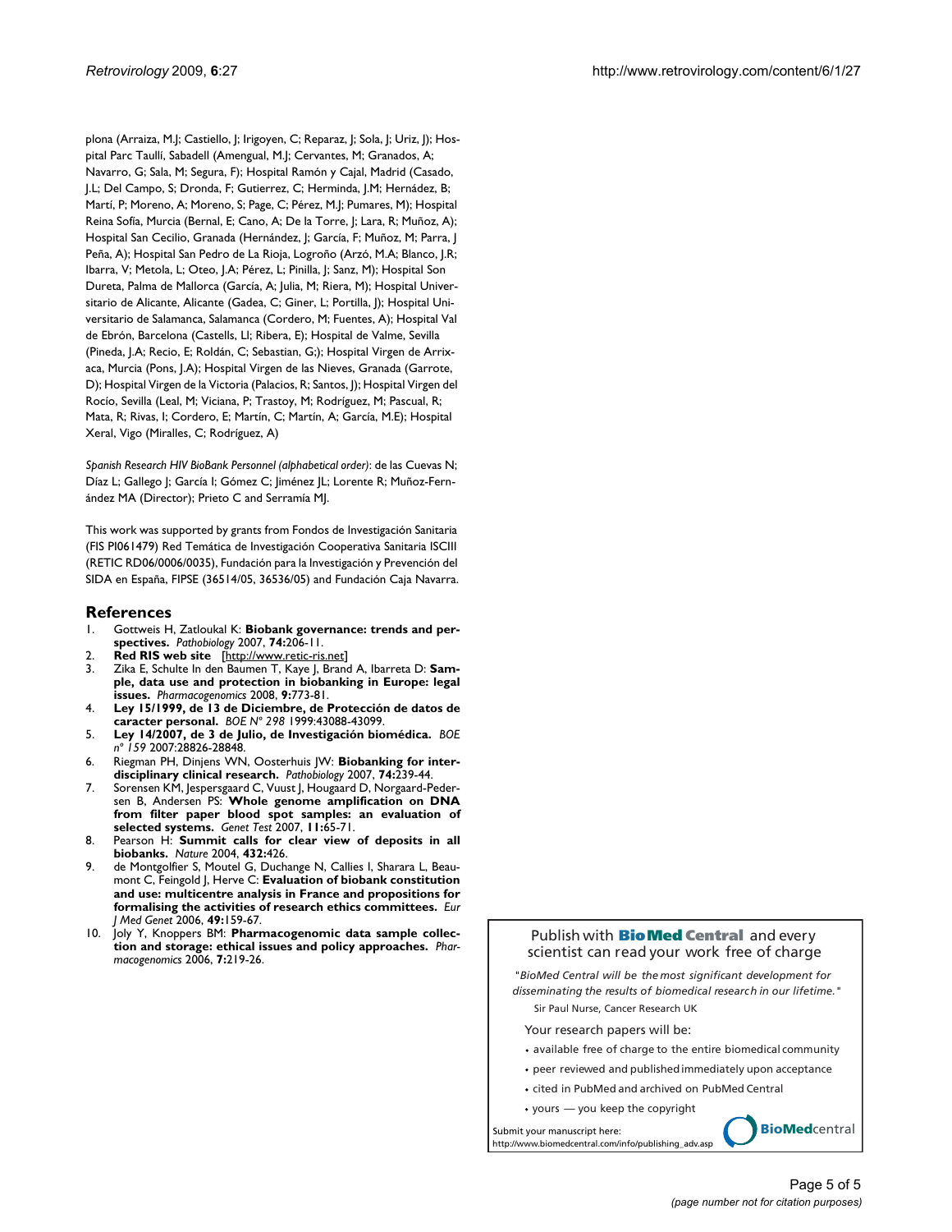plona (Arraiza, M.J; Castiello, J; Irigoyen, C; Reparaz, J; Sola, J; Uriz, J); Hospital Parc Taullí, Sabadell (Amengual, M.J; Cervantes, M; Granados, A; Navarro, G; Sala, M; Segura, F); Hospital Ramón y Cajal, Madrid (Casado, J.L; Del Campo, S; Dronda, F; Gutierrez, C; Herminda, J.M; Hernádez, B; Martí, P; Moreno, A; Moreno, S; Page, C; Pérez, M.J; Pumares, M); Hospital Reina Sofía, Murcia (Bernal, E; Cano, A; De la Torre, J; Lara, R; Muñoz, A); Hospital San Cecilio, Granada (Hernández, J; García, F; Muñoz, M; Parra, J Peña, A); Hospital San Pedro de La Rioja, Logroño (Arzó, M.A; Blanco, J.R; Ibarra, V; Metola, L; Oteo, J.A; Pérez, L; Pinilla, J; Sanz, M); Hospital Son Dureta, Palma de Mallorca (García, A; Julia, M; Riera, M); Hospital Universitario de Alicante, Alicante (Gadea, C; Giner, L; Portilla, J); Hospital Universitario de Salamanca, Salamanca (Cordero, M; Fuentes, A); Hospital Val de Ebrón, Barcelona (Castells, Ll; Ribera, E); Hospital de Valme, Sevilla (Pineda, J.A; Recio, E; Roldán, C; Sebastian, G;); Hospital Virgen de Arrixaca, Murcia (Pons, J.A); Hospital Virgen de las Nieves, Granada (Garrote, D); Hospital Virgen de la Victoria (Palacios, R; Santos, J); Hospital Virgen del Rocío, Sevilla (Leal, M; Viciana, P; Trastoy, M; Rodríguez, M; Pascual, R; Mata, R; Rivas, I; Cordero, E; Martín, C; Martín, A; García, M.E); Hospital Xeral, Vigo (Miralles, C; Rodríguez, A)

*Spanish Research HIV BioBank Personnel (alphabetical order)*: de las Cuevas N; Díaz L; Gallego J; García I; Gómez C; Jiménez JL; Lorente R; Muñoz-Fernández MA (Director); Prieto C and Serramía MJ.

This work was supported by grants from Fondos de Investigación Sanitaria (FIS PI061479) Red Temática de Investigación Cooperativa Sanitaria ISCIII (RETIC RD06/0006/0035), Fundación para la Investigación y Prevención del SIDA en España, FIPSE (36514/05, 36536/05) and Fundación Caja Navarra.

## References

1. Gottweis H, Zatloukal K: **Biobank governance: trends and perspectives.** *Pathobiology* 2007, **74:**206-11.
2. **Red RIS web site** [http://www.retic-ris.net]
3. Zika E, Schulte In den Baumen T, Kaye J, Brand A, Ibarreta D: **Sample, data use and protection in biobanking in Europe: legal issues.** *Pharmacogenomics* 2008, **9:**773-81.
4. **Ley 15/1999, de 13 de Diciembre, de Protección de datos de caracter personal.** *BOE Nº 298* 1999:43088-43099.
5. **Ley 14/2007, de 3 de Julio, de Investigación biomédica.** *BOE nº 159* 2007:28826-28848.
6. Riegman PH, Dinjens WN, Oosterhuis JW: **Biobanking for interdisciplinary clinical research.** *Pathobiology* 2007, **74:**239-44.
7. Sorensen KM, Jespersgaard C, Vuust J, Hougaard D, Norgaard-Pedersen B, Andersen PS: **Whole genome amplification on DNA from filter paper blood spot samples: an evaluation of selected systems.** *Genet Test* 2007, **11:**65-71.
8. Pearson H: **Summit calls for clear view of deposits in all biobanks.** *Nature* 2004, **432:**426.
9. de Montgolfier S, Moutel G, Duchange N, Callies I, Sharara L, Beaumont C, Feingold J, Herve C: **Evaluation of biobank constitution and use: multicentre analysis in France and propositions for formalising the activities of research ethics committees.** *Eur J Med Genet* 2006, **49:**159-67.
10. Joly Y, Knoppers BM: **Pharmacogenomic data sample collection and storage: ethical issues and policy approaches.** *Pharmacogenomics* 2006, **7:**219-26.

Publish with **BioMed Central** and every scientist can read your work free of charge

*"BioMed Central will be the most significant development for disseminating the results of biomedical research in our lifetime."*
Sir Paul Nurse, Cancer Research UK

Your research papers will be:

- available free of charge to the entire biomedical community
- peer reviewed and published immediately upon acceptance
- cited in PubMed and archived on PubMed Central
- yours — you keep the copyright

Submit your manuscript here:
http://www.biomedcentral.com/info/publishing_adv.asp

BioMedcentral